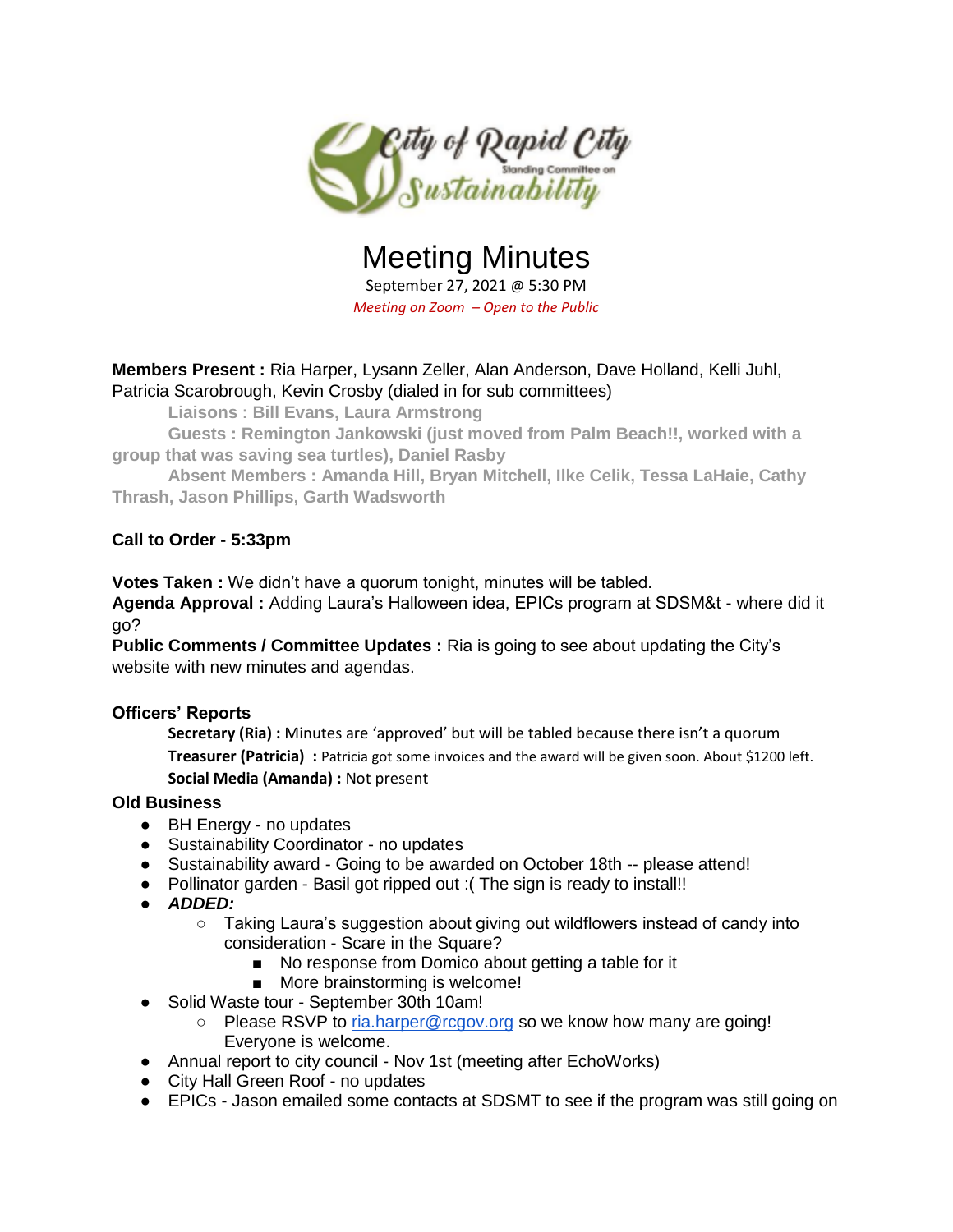City of Rapid City
Standing Committee on
Sustainability

# Meeting Minutes

September 27, 2021 @ 5:30 PM

*Meeting on Zoom – Open to the Public*

**Members Present :** Ria Harper, Lysann Zeller, Alan Anderson, Dave Holland, Kelli Juhl, Patricia Scarobrough, Kevin Crosby (dialed in for sub committees)

**Liaisons : Bill Evans, Laura Armstrong**

**Guests : Remington Jankowski (just moved from Palm Beach!!, worked with a group that was saving sea turtles), Daniel Rasby**

**Absent Members : Amanda Hill, Bryan Mitchell, Ilke Celik, Tessa LaHaie, Cathy Thrash, Jason Phillips, Garth Wadsworth**

**Call to Order - 5:33pm**

**Votes Taken :** We didn't have a quorum tonight, minutes will be tabled.
**Agenda Approval :** Adding Laura's Halloween idea, EPICs program at SDSM&t - where did it go?
**Public Comments / Committee Updates :** Ria is going to see about updating the City's website with new minutes and agendas.

### Officers' Reports

**Secretary (Ria) :** Minutes are 'approved' but will be tabled because there isn't a quorum
**Treasurer (Patricia) :** Patricia got some invoices and the award will be given soon. About $1200 left.
**Social Media (Amanda) :** Not present

### Old Business

- BH Energy - no updates
- Sustainability Coordinator - no updates
- Sustainability award - Going to be awarded on October 18th -- please attend!
- Pollinator garden - Basil got ripped out :( The sign is ready to install!!
- ***ADDED:***
  - Taking Laura's suggestion about giving out wildflowers instead of candy into consideration - Scare in the Square?
    - No response from Domico about getting a table for it
    - More brainstorming is welcome!
- Solid Waste tour - September 30th 10am!
  - Please RSVP to [ria.harper@rcgov.org](mailto:ria.harper@rcgov.org) so we know how many are going! Everyone is welcome.
- Annual report to city council - Nov 1st (meeting after EchoWorks)
- City Hall Green Roof - no updates
- EPICs - Jason emailed some contacts at SDSMT to see if the program was still going on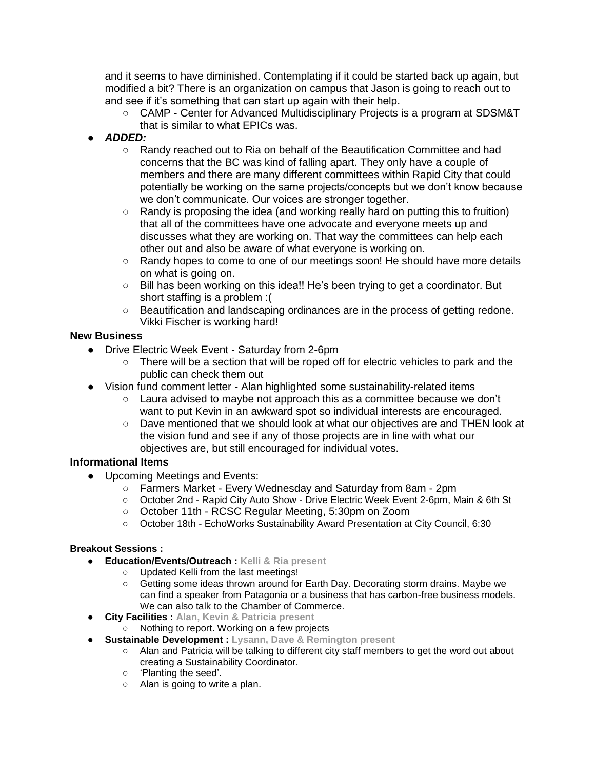and it seems to have diminished. Contemplating if it could be started back up again, but modified a bit? There is an organization on campus that Jason is going to reach out to and see if it's something that can start up again with their help.
  - CAMP - Center for Advanced Multidisciplinary Projects is a program at SDSM&T that is similar to what EPICs was.
- ***ADDED:***
  - Randy reached out to Ria on behalf of the Beautification Committee and had concerns that the BC was kind of falling apart. They only have a couple of members and there are many different committees within Rapid City that could potentially be working on the same projects/concepts but we don't know because we don't communicate. Our voices are stronger together.
  - Randy is proposing the idea (and working really hard on putting this to fruition) that all of the committees have one advocate and everyone meets up and discusses what they are working on. That way the committees can help each other out and also be aware of what everyone is working on.
  - Randy hopes to come to one of our meetings soon! He should have more details on what is going on.
  - Bill has been working on this idea!! He's been trying to get a coordinator. But short staffing is a problem :(
  - Beautification and landscaping ordinances are in the process of getting redone. Vikki Fischer is working hard!

### New Business

- Drive Electric Week Event - Saturday from 2-6pm
  - There will be a section that will be roped off for electric vehicles to park and the public can check them out
- Vision fund comment letter - Alan highlighted some sustainability-related items
  - Laura advised to maybe not approach this as a committee because we don't want to put Kevin in an awkward spot so individual interests are encouraged.
  - Dave mentioned that we should look at what our objectives are and THEN look at the vision fund and see if any of those projects are in line with what our objectives are, but still encouraged for individual votes.

### Informational Items

- Upcoming Meetings and Events:
  - Farmers Market - Every Wednesday and Saturday from 8am - 2pm
  - October 2nd - Rapid City Auto Show - Drive Electric Week Event 2-6pm, Main & 6th St
  - October 11th - RCSC Regular Meeting, 5:30pm on Zoom
  - October 18th - EchoWorks Sustainability Award Presentation at City Council, 6:30

#### Breakout Sessions :

- **Education/Events/Outreach :** **Kelli & Ria present**
  - Updated Kelli from the last meetings!
  - Getting some ideas thrown around for Earth Day. Decorating storm drains. Maybe we can find a speaker from Patagonia or a business that has carbon-free business models. We can also talk to the Chamber of Commerce.
- **City Facilities :** **Alan, Kevin & Patricia present**
  - Nothing to report. Working on a few projects
- **Sustainable Development :** **Lysann, Dave & Remington present**
  - Alan and Patricia will be talking to different city staff members to get the word out about creating a Sustainability Coordinator.
  - 'Planting the seed'.
  - Alan is going to write a plan.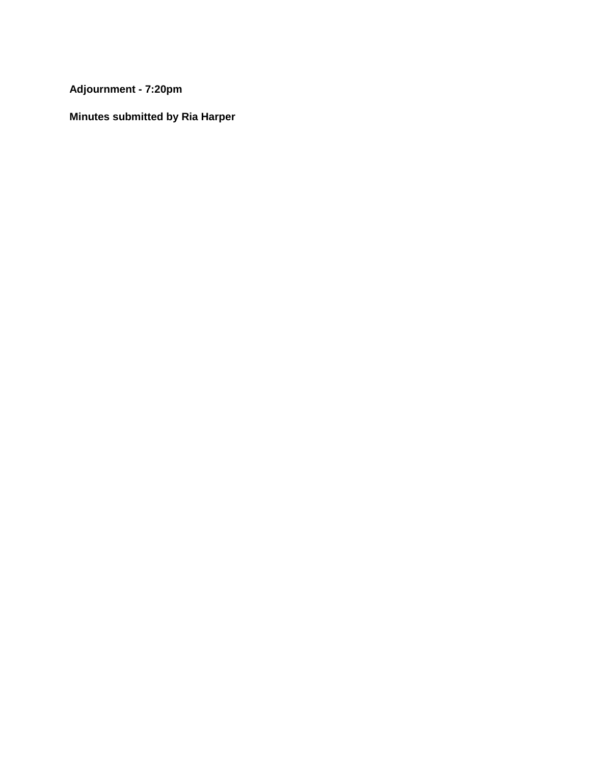**Adjournment - 7:20pm**

**Minutes submitted by Ria Harper**